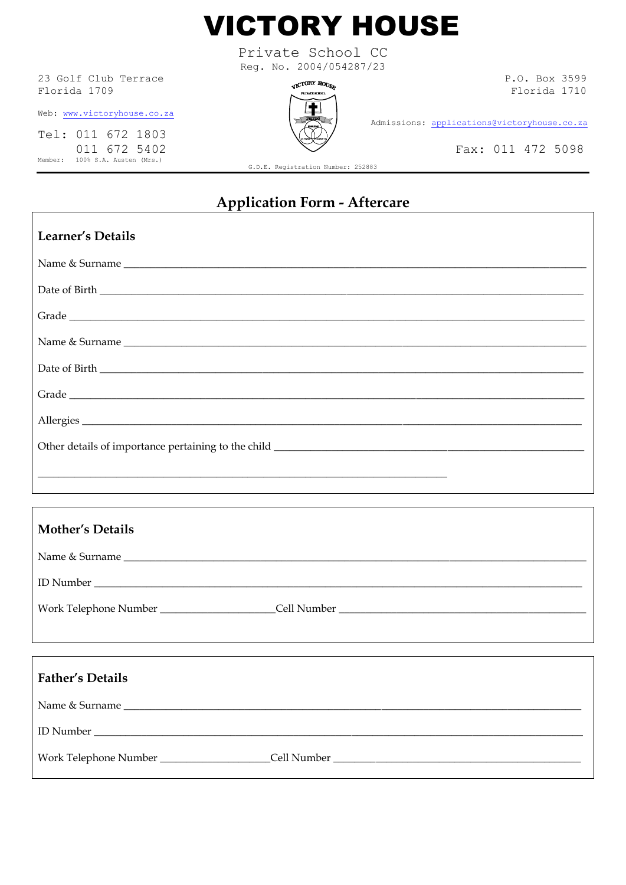# VICTORY HOUSE

Private School CC
Reg. No. 2004/054287/23

23 Golf Club Terrace
Florida 1709

Web: www.victoryhouse.co.za

Tel: 011 672 1803
011 672 5402

Member: 100% S.A. Austen (Mrs.)

P.O. Box 3599
Florida 1710

Admissions: applications@victoryhouse.co.za

Fax: 011 472 5098

G.D.E. Registration Number: 252883

## Application Form - Aftercare

### Learner's Details

Name & Surname ______________________________________________

Date of Birth ______________________________________________

Grade ______________________________________________

Name & Surname ______________________________________________

Date of Birth ______________________________________________

Grade ______________________________________________

Allergies ______________________________________________

Other details of importance pertaining to the child ______________________________________________

______________________________________________

### Mother's Details

Name & Surname ______________________________________________

ID Number ______________________________________________

Work Telephone Number ____________________ Cell Number ______________________________

### Father's Details

Name & Surname ______________________________________________

ID Number ______________________________________________

Work Telephone Number ____________________ Cell Number ______________________________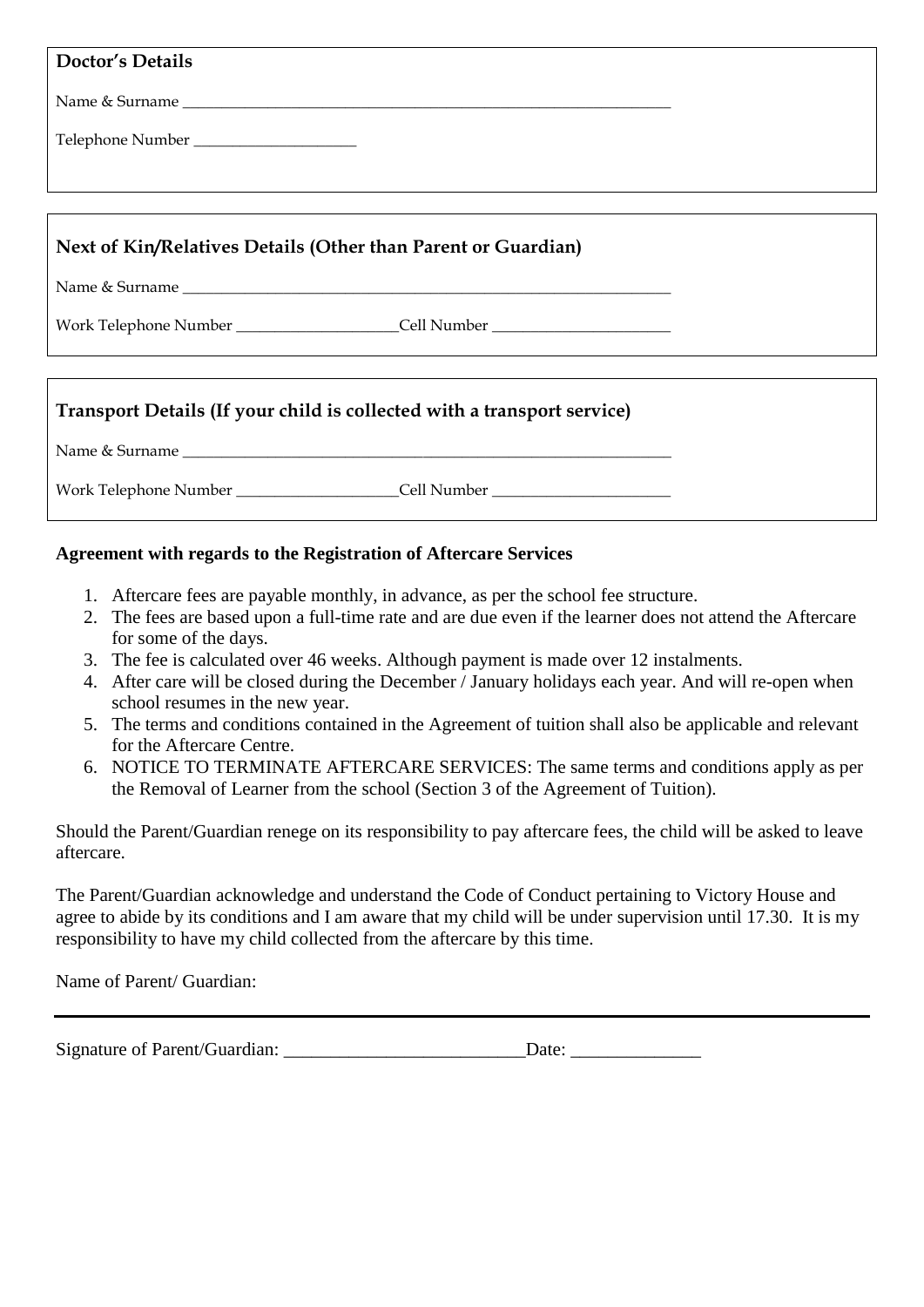**Doctor's Details**

Name & Surname ______________________________________________________________

Telephone Number ____________________

**Next of Kin/Relatives Details (Other than Parent or Guardian)**

Name & Surname ______________________________________________________________

Work Telephone Number ____________________Cell Number ______________________

**Transport Details (If your child is collected with a transport service)**

Name & Surname ______________________________________________________________

Work Telephone Number ____________________Cell Number ______________________

**Agreement with regards to the Registration of Aftercare Services**

1. Aftercare fees are payable monthly, in advance, as per the school fee structure.
2. The fees are based upon a full-time rate and are due even if the learner does not attend the Aftercare for some of the days.
3. The fee is calculated over 46 weeks. Although payment is made over 12 instalments.
4. After care will be closed during the December / January holidays each year. And will re-open when school resumes in the new year.
5. The terms and conditions contained in the Agreement of tuition shall also be applicable and relevant for the Aftercare Centre.
6. NOTICE TO TERMINATE AFTERCARE SERVICES: The same terms and conditions apply as per the Removal of Learner from the school (Section 3 of the Agreement of Tuition).

Should the Parent/Guardian renege on its responsibility to pay aftercare fees, the child will be asked to leave aftercare.

The Parent/Guardian acknowledge and understand the Code of Conduct pertaining to Victory House and agree to abide by its conditions and I am aware that my child will be under supervision until 17.30. It is my responsibility to have my child collected from the aftercare by this time.

Name of Parent/ Guardian:

Signature of Parent/Guardian: __________________________Date: ______________